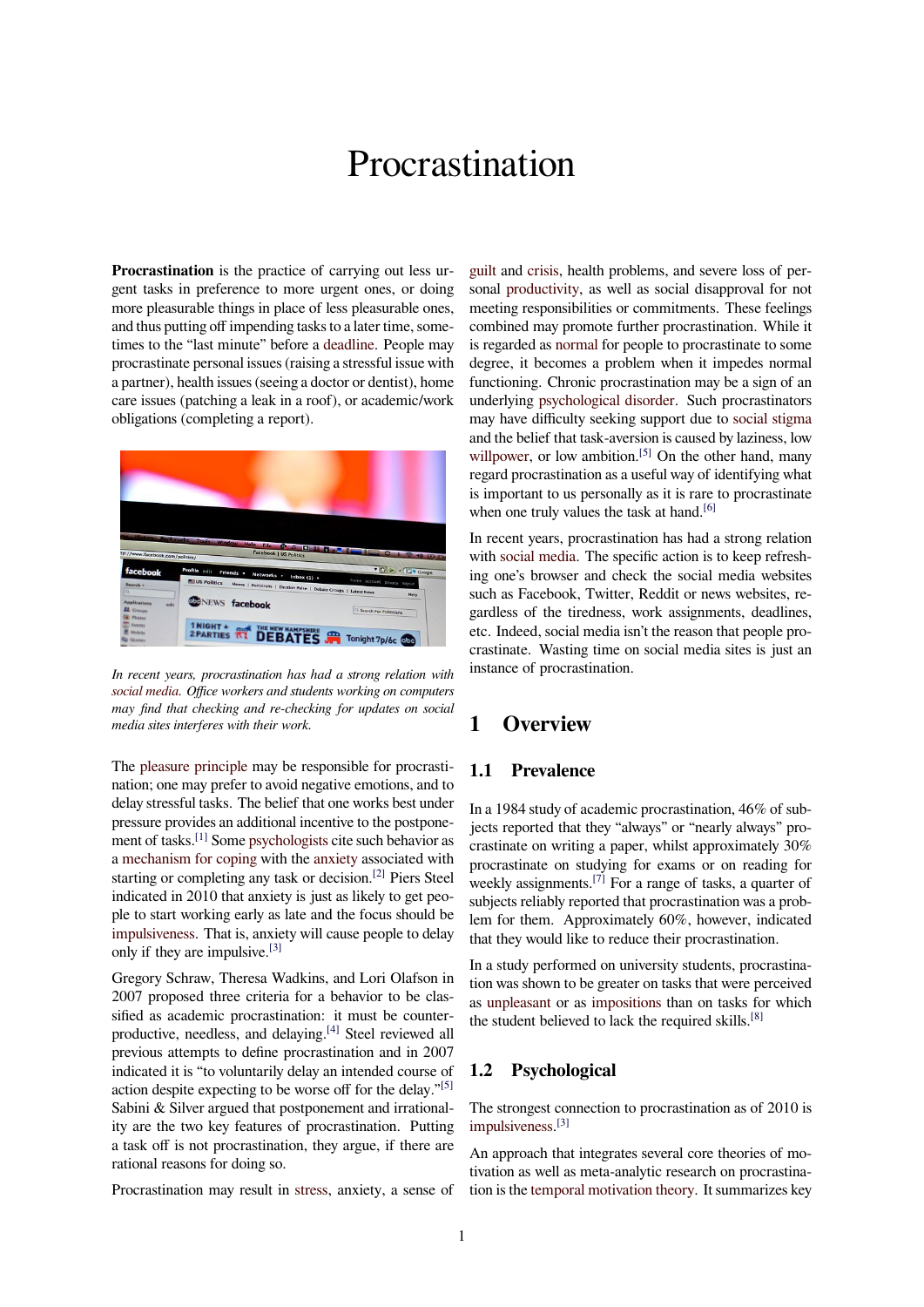# Procrastination

**Procrastination** is the practice of carrying out less urgent tasks in preference to more urgent ones, or doing more pleasurable things in place of less pleasurable ones, and thus putting off impending tasks to a later time, sometimes to the "last minute" before a deadline. People may procrastinate personal issues (raising a stressful issue with a partner), health issues (seeing a doctor or dentist), home care issues (patching a leak in a roof), or academic/work obligations (completing a report).

*In recent years, procrastination has had a strong relation with social media. Office workers and students working on computers may find that checking and re-checking for updates on social media sites interferes with their work.*

The pleasure principle may be responsible for procrastination; one may prefer to avoid negative emotions, and to delay stressful tasks. The belief that one works best under pressure provides an additional incentive to the postponement of tasks.[1] Some psychologists cite such behavior as a mechanism for coping with the anxiety associated with starting or completing any task or decision.[2] Piers Steel indicated in 2010 that anxiety is just as likely to get people to start working early as late and the focus should be impulsiveness. That is, anxiety will cause people to delay only if they are impulsive.[3]

Gregory Schraw, Theresa Wadkins, and Lori Olafson in 2007 proposed three criteria for a behavior to be classified as academic procrastination: it must be counterproductive, needless, and delaying.[4] Steel reviewed all previous attempts to define procrastination and in 2007 indicated it is "to voluntarily delay an intended course of action despite expecting to be worse off for the delay."[5] Sabini & Silver argued that postponement and irrationality are the two key features of procrastination. Putting a task off is not procrastination, they argue, if there are rational reasons for doing so.

Procrastination may result in stress, anxiety, a sense of guilt and crisis, health problems, and severe loss of personal productivity, as well as social disapproval for not meeting responsibilities or commitments. These feelings combined may promote further procrastination. While it is regarded as normal for people to procrastinate to some degree, it becomes a problem when it impedes normal functioning. Chronic procrastination may be a sign of an underlying psychological disorder. Such procrastinators may have difficulty seeking support due to social stigma and the belief that task-aversion is caused by laziness, low willpower, or low ambition.[5] On the other hand, many regard procrastination as a useful way of identifying what is important to us personally as it is rare to procrastinate when one truly values the task at hand.[6]

In recent years, procrastination has had a strong relation with social media. The specific action is to keep refreshing one's browser and check the social media websites such as Facebook, Twitter, Reddit or news websites, regardless of the tiredness, work assignments, deadlines, etc. Indeed, social media isn't the reason that people procrastinate. Wasting time on social media sites is just an instance of procrastination.

## 1 Overview

### 1.1 Prevalence

In a 1984 study of academic procrastination, 46% of subjects reported that they "always" or "nearly always" procrastinate on writing a paper, whilst approximately 30% procrastinate on studying for exams or on reading for weekly assignments.[7] For a range of tasks, a quarter of subjects reliably reported that procrastination was a problem for them. Approximately 60%, however, indicated that they would like to reduce their procrastination.

In a study performed on university students, procrastination was shown to be greater on tasks that were perceived as unpleasant or as impositions than on tasks for which the student believed to lack the required skills.[8]

### 1.2 Psychological

The strongest connection to procrastination as of 2010 is impulsiveness.[3]

An approach that integrates several core theories of motivation as well as meta-analytic research on procrastination is the temporal motivation theory. It summarizes key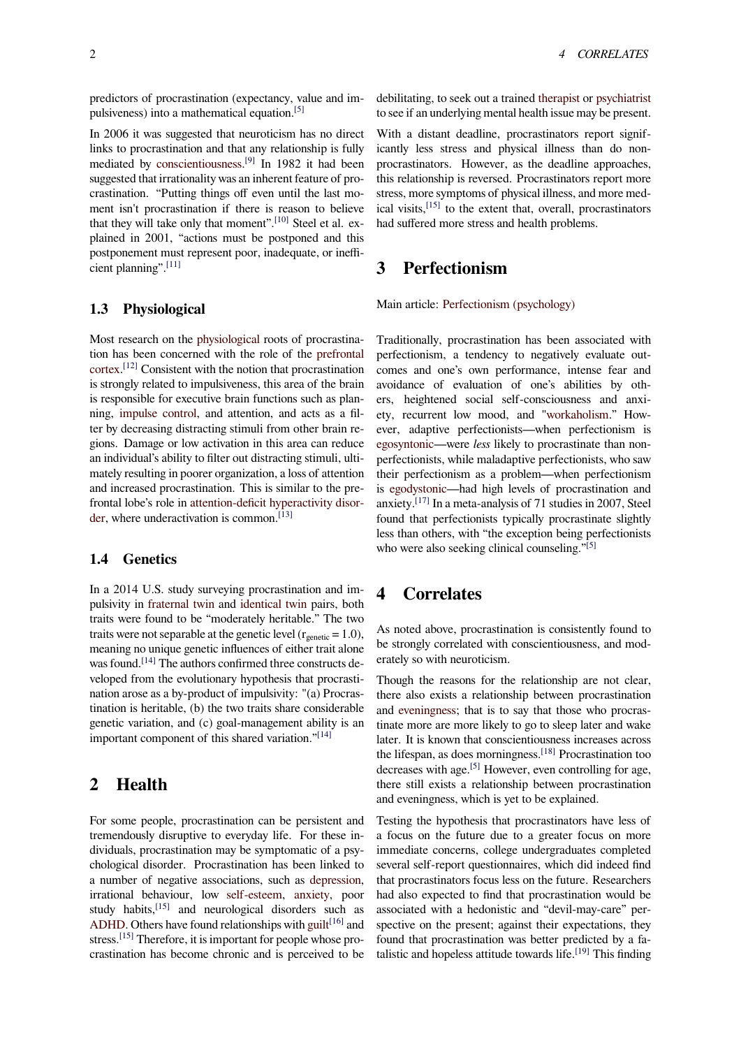predictors of procrastination (expectancy, value and impulsiveness) into a mathematical equation.[5]

In 2006 it was suggested that neuroticism has no direct links to procrastination and that any relationship is fully mediated by conscientiousness.[9] In 1982 it had been suggested that irrationality was an inherent feature of procrastination. "Putting things off even until the last moment isn't procrastination if there is reason to believe that they will take only that moment".[10] Steel et al. explained in 2001, "actions must be postponed and this postponement must represent poor, inadequate, or inefficient planning".[11]

### 1.3 Physiological

Most research on the physiological roots of procrastination has been concerned with the role of the prefrontal cortex.[12] Consistent with the notion that procrastination is strongly related to impulsiveness, this area of the brain is responsible for executive brain functions such as planning, impulse control, and attention, and acts as a filter by decreasing distracting stimuli from other brain regions. Damage or low activation in this area can reduce an individual's ability to filter out distracting stimuli, ultimately resulting in poorer organization, a loss of attention and increased procrastination. This is similar to the prefrontal lobe's role in attention-deficit hyperactivity disorder, where underactivation is common.[13]

### 1.4 Genetics

In a 2014 U.S. study surveying procrastination and impulsivity in fraternal twin and identical twin pairs, both traits were found to be "moderately heritable." The two traits were not separable at the genetic level ($r_{genetic} = 1.0$), meaning no unique genetic influences of either trait alone was found.[14] The authors confirmed three constructs developed from the evolutionary hypothesis that procrastination arose as a by-product of impulsivity: "(a) Procrastination is heritable, (b) the two traits share considerable genetic variation, and (c) goal-management ability is an important component of this shared variation."[14]

## 2 Health

For some people, procrastination can be persistent and tremendously disruptive to everyday life. For these individuals, procrastination may be symptomatic of a psychological disorder. Procrastination has been linked to a number of negative associations, such as depression, irrational behaviour, low self-esteem, anxiety, poor study habits,[15] and neurological disorders such as ADHD. Others have found relationships with guilt[16] and stress.[15] Therefore, it is important for people whose procrastination has become chronic and is perceived to be debilitating, to seek out a trained therapist or psychiatrist to see if an underlying mental health issue may be present.

With a distant deadline, procrastinators report significantly less stress and physical illness than do non-procrastinators. However, as the deadline approaches, this relationship is reversed. Procrastinators report more stress, more symptoms of physical illness, and more medical visits,[15] to the extent that, overall, procrastinators had suffered more stress and health problems.

## 3 Perfectionism

Main article: Perfectionism (psychology)

Traditionally, procrastination has been associated with perfectionism, a tendency to negatively evaluate outcomes and one's own performance, intense fear and avoidance of evaluation of one's abilities by others, heightened social self-consciousness and anxiety, recurrent low mood, and "workaholism." However, adaptive perfectionists—when perfectionism is egosyntonic—were *less* likely to procrastinate than non-perfectionists, while maladaptive perfectionists, who saw their perfectionism as a problem—when perfectionism is egodystonic—had high levels of procrastination and anxiety.[17] In a meta-analysis of 71 studies in 2007, Steel found that perfectionists typically procrastinate slightly less than others, with "the exception being perfectionists who were also seeking clinical counseling."[5]

## 4 Correlates

As noted above, procrastination is consistently found to be strongly correlated with conscientiousness, and moderately so with neuroticism.

Though the reasons for the relationship are not clear, there also exists a relationship between procrastination and eveningness; that is to say that those who procrastinate more are more likely to go to sleep later and wake later. It is known that conscientiousness increases across the lifespan, as does morningness.[18] Procrastination too decreases with age.[5] However, even controlling for age, there still exists a relationship between procrastination and eveningness, which is yet to be explained.

Testing the hypothesis that procrastinators have less of a focus on the future due to a greater focus on more immediate concerns, college undergraduates completed several self-report questionnaires, which did indeed find that procrastinators focus less on the future. Researchers had also expected to find that procrastination would be associated with a hedonistic and "devil-may-care" perspective on the present; against their expectations, they found that procrastination was better predicted by a fatalistic and hopeless attitude towards life.[19] This finding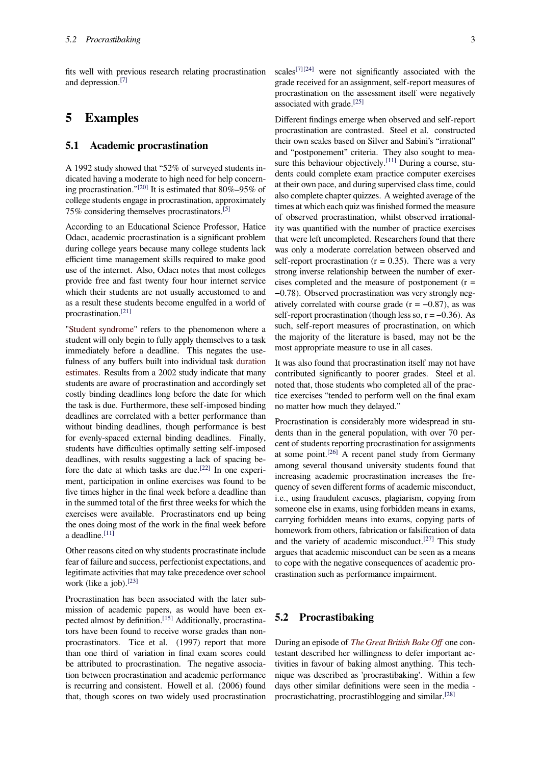fits well with previous research relating procrastination and depression.[7]

# 5 Examples

## 5.1 Academic procrastination

A 1992 study showed that "52% of surveyed students indicated having a moderate to high need for help concerning procrastination."[20] It is estimated that 80%–95% of college students engage in procrastination, approximately 75% considering themselves procrastinators.[5]

According to an Educational Science Professor, Hatice Odacı, academic procrastination is a significant problem during college years because many college students lack efficient time management skills required to make good use of the internet. Also, Odacı notes that most colleges provide free and fast twenty four hour internet service which their students are not usually accustomed to and as a result these students become engulfed in a world of procrastination.[21]

"Student syndrome" refers to the phenomenon where a student will only begin to fully apply themselves to a task immediately before a deadline. This negates the usefulness of any buffers built into individual task duration estimates. Results from a 2002 study indicate that many students are aware of procrastination and accordingly set costly binding deadlines long before the date for which the task is due. Furthermore, these self-imposed binding deadlines are correlated with a better performance than without binding deadlines, though performance is best for evenly-spaced external binding deadlines. Finally, students have difficulties optimally setting self-imposed deadlines, with results suggesting a lack of spacing before the date at which tasks are due.[22] In one experiment, participation in online exercises was found to be five times higher in the final week before a deadline than in the summed total of the first three weeks for which the exercises were available. Procrastinators end up being the ones doing most of the work in the final week before a deadline.[11]

Other reasons cited on why students procrastinate include fear of failure and success, perfectionist expectations, and legitimate activities that may take precedence over school work (like a job).[23]

Procrastination has been associated with the later submission of academic papers, as would have been expected almost by definition.[15] Additionally, procrastinators have been found to receive worse grades than non-procrastinators. Tice et al. (1997) report that more than one third of variation in final exam scores could be attributed to procrastination. The negative association between procrastination and academic performance is recurring and consistent. Howell et al. (2006) found that, though scores on two widely used procrastination scales[7][24] were not significantly associated with the grade received for an assignment, self-report measures of procrastination on the assessment itself were negatively associated with grade.[25]

Different findings emerge when observed and self-report procrastination are contrasted. Steel et al. constructed their own scales based on Silver and Sabini's "irrational" and "postponement" criteria. They also sought to measure this behaviour objectively.[11] During a course, students could complete exam practice computer exercises at their own pace, and during supervised class time, could also complete chapter quizzes. A weighted average of the times at which each quiz was finished formed the measure of observed procrastination, whilst observed irrationality was quantified with the number of practice exercises that were left uncompleted. Researchers found that there was only a moderate correlation between observed and self-report procrastination ($r = 0.35$). There was a very strong inverse relationship between the number of exercises completed and the measure of postponement ($r = -0.78$). Observed procrastination was very strongly negatively correlated with course grade ($r = -0.87$), as was self-report procrastination (though less so, $r = -0.36$). As such, self-report measures of procrastination, on which the majority of the literature is based, may not be the most appropriate measure to use in all cases.

It was also found that procrastination itself may not have contributed significantly to poorer grades. Steel et al. noted that, those students who completed all of the practice exercises "tended to perform well on the final exam no matter how much they delayed."

Procrastination is considerably more widespread in students than in the general population, with over 70 percent of students reporting procrastination for assignments at some point.[26] A recent panel study from Germany among several thousand university students found that increasing academic procrastination increases the frequency of seven different forms of academic misconduct, i.e., using fraudulent excuses, plagiarism, copying from someone else in exams, using forbidden means in exams, carrying forbidden means into exams, copying parts of homework from others, fabrication or falsification of data and the variety of academic misconduct.[27] This study argues that academic misconduct can be seen as a means to cope with the negative consequences of academic procrastination such as performance impairment.

## 5.2 Procrastibaking

During an episode of *The Great British Bake Off* one contestant described her willingness to defer important activities in favour of baking almost anything. This technique was described as 'procrastibaking'. Within a few days other similar definitions were seen in the media - procrastichatting, procrastiblogging and similar.[28]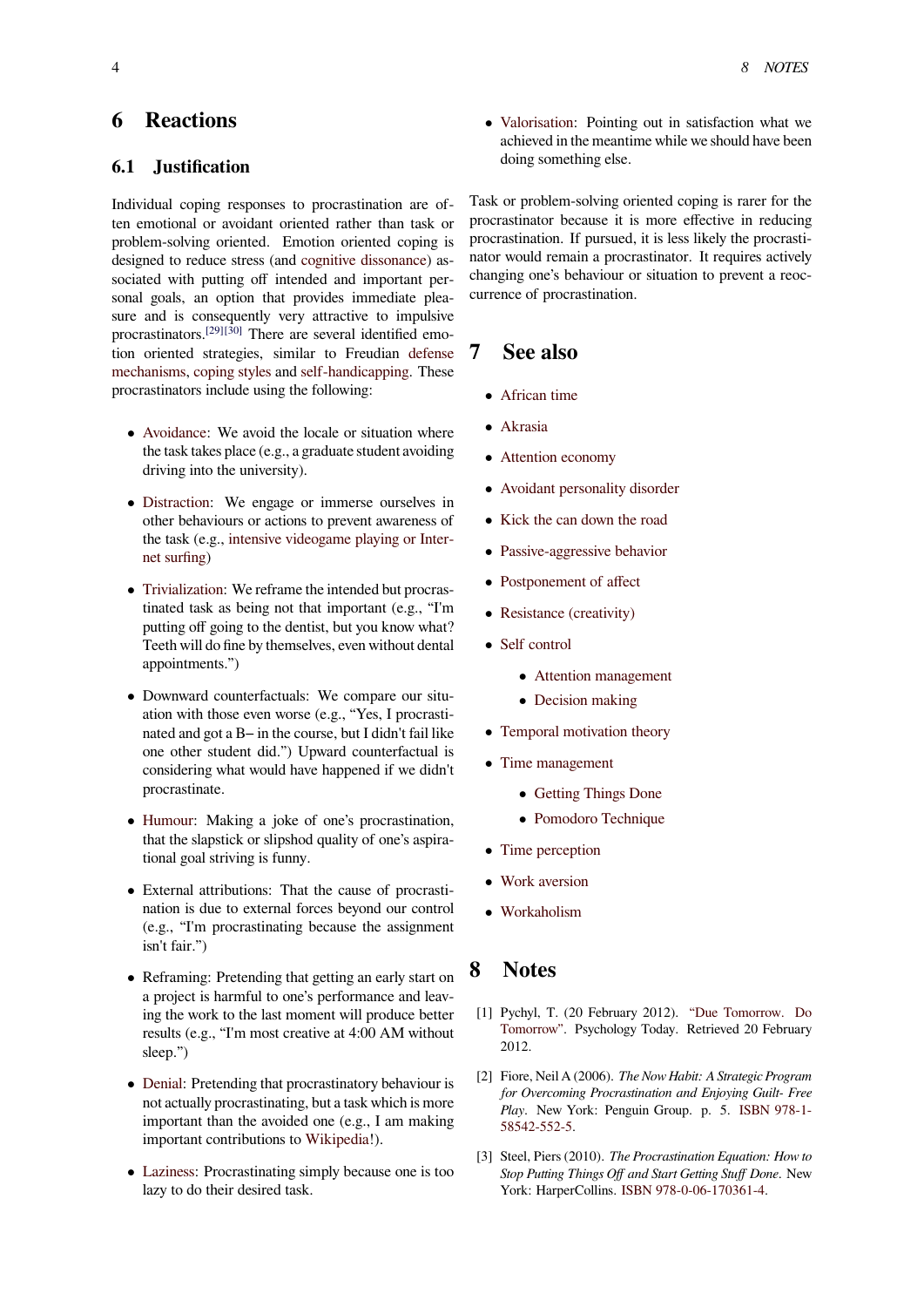# 6 Reactions

## 6.1 Justification

Individual coping responses to procrastination are often emotional or avoidant oriented rather than task or problem-solving oriented. Emotion oriented coping is designed to reduce stress (and cognitive dissonance) associated with putting off intended and important personal goals, an option that provides immediate pleasure and is consequently very attractive to impulsive procrastinators.[29][30] There are several identified emotion oriented strategies, similar to Freudian defense mechanisms, coping styles and self-handicapping. These procrastinators include using the following:

- Avoidance: We avoid the locale or situation where the task takes place (e.g., a graduate student avoiding driving into the university).
- Distraction: We engage or immerse ourselves in other behaviours or actions to prevent awareness of the task (e.g., intensive videogame playing or Internet surfing)
- Trivialization: We reframe the intended but procrastinated task as being not that important (e.g., "I'm putting off going to the dentist, but you know what? Teeth will do fine by themselves, even without dental appointments.")
- Downward counterfactuals: We compare our situation with those even worse (e.g., "Yes, I procrastinated and got a B− in the course, but I didn't fail like one other student did.") Upward counterfactual is considering what would have happened if we didn't procrastinate.
- Humour: Making a joke of one's procrastination, that the slapstick or slipshod quality of one's aspirational goal striving is funny.
- External attributions: That the cause of procrastination is due to external forces beyond our control (e.g., "I'm procrastinating because the assignment isn't fair.")
- Reframing: Pretending that getting an early start on a project is harmful to one's performance and leaving the work to the last moment will produce better results (e.g., "I'm most creative at 4:00 AM without sleep.")
- Denial: Pretending that procrastinatory behaviour is not actually procrastinating, but a task which is more important than the avoided one (e.g., I am making important contributions to Wikipedia!).
- Laziness: Procrastinating simply because one is too lazy to do their desired task.
- Valorisation: Pointing out in satisfaction what we achieved in the meantime while we should have been doing something else.

Task or problem-solving oriented coping is rarer for the procrastinator because it is more effective in reducing procrastination. If pursued, it is less likely the procrastinator would remain a procrastinator. It requires actively changing one's behaviour or situation to prevent a reoccurrence of procrastination.

# 7 See also

- African time
- Akrasia
- Attention economy
- Avoidant personality disorder
- Kick the can down the road
- Passive-aggressive behavior
- Postponement of affect
- Resistance (creativity)
- Self control
  - Attention management
  - Decision making
- Temporal motivation theory
- Time management
  - Getting Things Done
  - Pomodoro Technique
- Time perception
- Work aversion
- Workaholism

# 8 Notes

[1] Pychyl, T. (20 February 2012). "Due Tomorrow. Do Tomorrow". Psychology Today. Retrieved 20 February 2012.

[2] Fiore, Neil A (2006). *The Now Habit: A Strategic Program for Overcoming Procrastination and Enjoying Guilt- Free Play*. New York: Penguin Group. p. 5. ISBN 978-1-58542-552-5.

[3] Steel, Piers (2010). *The Procrastination Equation: How to Stop Putting Things Off and Start Getting Stuff Done*. New York: HarperCollins. ISBN 978-0-06-170361-4.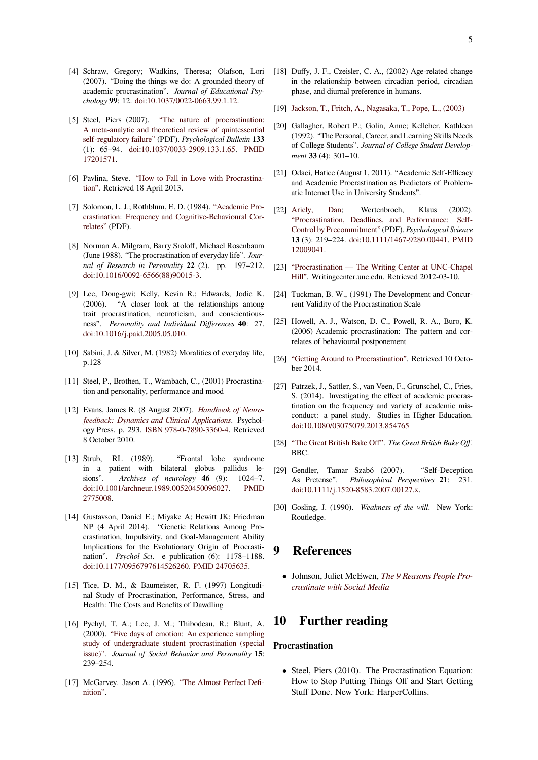[4] Schraw, Gregory; Wadkins, Theresa; Olafson, Lori (2007). "Doing the things we do: A grounded theory of academic procrastination". *Journal of Educational Psychology* **99**: 12. doi:10.1037/0022-0663.99.1.12.

[5] Steel, Piers (2007). "The nature of procrastination: A meta-analytic and theoretical review of quintessential self-regulatory failure" (PDF). *Psychological Bulletin* **133** (1): 65–94. doi:10.1037/0033-2909.133.1.65. PMID 17201571.

[6] Pavlina, Steve. "How to Fall in Love with Procrastination". Retrieved 18 April 2013.

[7] Solomon, L. J.; Rothblum, E. D. (1984). "Academic Procrastination: Frequency and Cognitive-Behavioural Correlates" (PDF).

[8] Norman A. Milgram, Barry Sroloff, Michael Rosenbaum (June 1988). "The procrastination of everyday life". *Journal of Research in Personality* **22** (2). pp. 197–212. doi:10.1016/0092-6566(88)90015-3.

[9] Lee, Dong-gwi; Kelly, Kevin R.; Edwards, Jodie K. (2006). "A closer look at the relationships among trait procrastination, neuroticism, and conscientiousness". *Personality and Individual Differences* **40**: 27. doi:10.1016/j.paid.2005.05.010.

[10] Sabini, J. & Silver, M. (1982) Moralities of everyday life, p.128

[11] Steel, P., Brothen, T., Wambach, C., (2001) Procrastination and personality, performance and mood

[12] Evans, James R. (8 August 2007). *Handbook of Neurofeedback: Dynamics and Clinical Applications*. Psychology Press. p. 293. ISBN 978-0-7890-3360-4. Retrieved 8 October 2010.

[13] Strub, RL (1989). "Frontal lobe syndrome in a patient with bilateral globus pallidus lesions". *Archives of neurology* **46** (9): 1024–7. doi:10.1001/archneur.1989.00520450096027. PMID 2775008.

[14] Gustavson, Daniel E.; Miyake A; Hewitt JK; Friedman NP (4 April 2014). "Genetic Relations Among Procrastination, Impulsivity, and Goal-Management Ability Implications for the Evolutionary Origin of Procrastination". *Psychol Sci*. e publication (6): 1178–1188. doi:10.1177/0956797614526260. PMID 24705635.

[15] Tice, D. M., & Baumeister, R. F. (1997) Longitudinal Study of Procrastination, Performance, Stress, and Health: The Costs and Benefits of Dawdling

[16] Pychyl, T. A.; Lee, J. M.; Thibodeau, R.; Blunt, A. (2000). "Five days of emotion: An experience sampling study of undergraduate student procrastination (special issue)". *Journal of Social Behavior and Personality* **15**: 239–254.

[17] McGarvey. Jason A. (1996). "The Almost Perfect Definition".

[18] Duffy, J. F., Czeisler, C. A., (2002) Age-related change in the relationship between circadian period, circadian phase, and diurnal preference in humans.

[19] Jackson, T., Fritch, A., Nagasaka, T., Pope, L., (2003)

[20] Gallagher, Robert P.; Golin, Anne; Kelleher, Kathleen (1992). "The Personal, Career, and Learning Skills Needs of College Students". *Journal of College Student Development* **33** (4): 301–10.

[21] Odaci, Hatice (August 1, 2011). "Academic Self-Efficacy and Academic Procrastination as Predictors of Problematic Internet Use in University Students".

[22] Ariely, Dan; Wertenbroch, Klaus (2002). "Procrastination, Deadlines, and Performance: Self-Control by Precommitment" (PDF). *Psychological Science* **13** (3): 219–224. doi:10.1111/1467-9280.00441. PMID 12009041.

[23] "Procrastination — The Writing Center at UNC-Chapel Hill". Writingcenter.unc.edu. Retrieved 2012-03-10.

[24] Tuckman, B. W., (1991) The Development and Concurrent Validity of the Procrastination Scale

[25] Howell, A. J., Watson, D. C., Powell, R. A., Buro, K. (2006) Academic procrastination: The pattern and correlates of behavioural postponement

[26] "Getting Around to Procrastination". Retrieved 10 October 2014.

[27] Patrzek, J., Sattler, S., van Veen, F., Grunschel, C., Fries, S. (2014). Investigating the effect of academic procrastination on the frequency and variety of academic misconduct: a panel study. Studies in Higher Education. doi:10.1080/03075079.2013.854765

[28] "The Great British Bake Off". *The Great British Bake Off*. BBC.

[29] Gendler, Tamar Szabó (2007). "Self-Deception As Pretense". *Philosophical Perspectives* **21**: 231. doi:10.1111/j.1520-8583.2007.00127.x.

[30] Gosling, J. (1990). *Weakness of the will*. New York: Routledge.

# 9 References

- Johnson, Juliet McEwen, *The 9 Reasons People Procrastinate with Social Media*

# 10 Further reading

**Procrastination**

- Steel, Piers (2010). The Procrastination Equation: How to Stop Putting Things Off and Start Getting Stuff Done. New York: HarperCollins.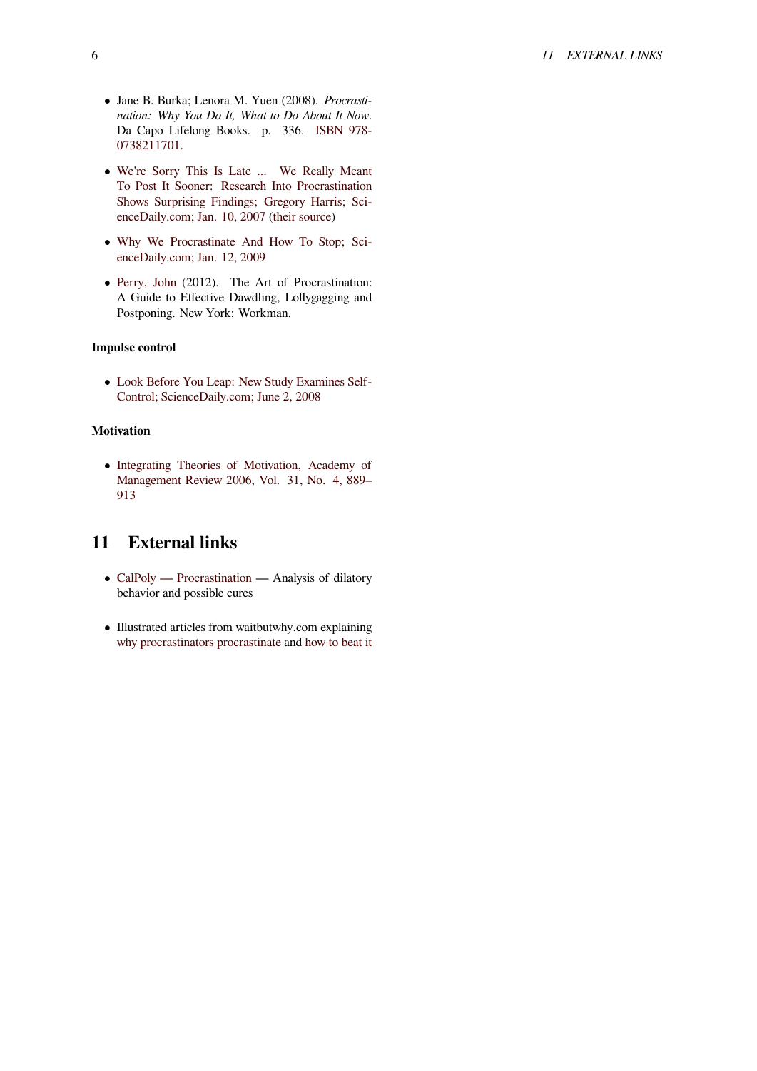- Jane B. Burka; Lenora M. Yuen (2008). *Procrastination: Why You Do It, What to Do About It Now*. Da Capo Lifelong Books. p. 336. ISBN 978-0738211701.
- We're Sorry This Is Late ... We Really Meant To Post It Sooner: Research Into Procrastination Shows Surprising Findings; Gregory Harris; ScienceDaily.com; Jan. 10, 2007 (their source)
- Why We Procrastinate And How To Stop; ScienceDaily.com; Jan. 12, 2009
- Perry, John (2012). The Art of Procrastination: A Guide to Effective Dawdling, Lollygagging and Postponing. New York: Workman.

**Impulse control**

- Look Before You Leap: New Study Examines Self-Control; ScienceDaily.com; June 2, 2008

**Motivation**

- Integrating Theories of Motivation, Academy of Management Review 2006, Vol. 31, No. 4, 889–913

## 11 External links

- CalPoly — Procrastination — Analysis of dilatory behavior and possible cures
- Illustrated articles from waitbutwhy.com explaining why procrastinators procrastinate and how to beat it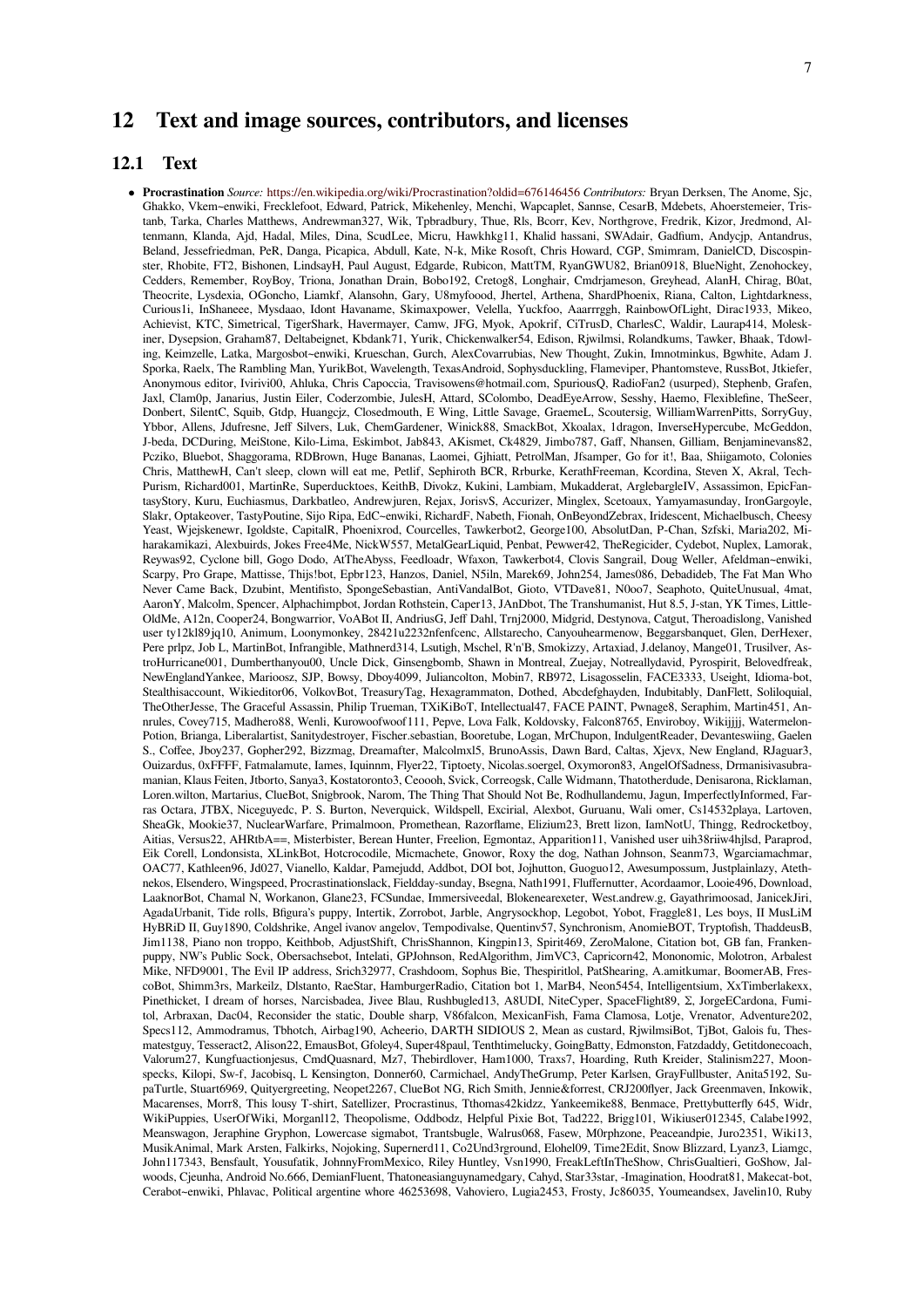## 12 Text and image sources, contributors, and licenses

### 12.1 Text

- **Procrastination** *Source:* https://en.wikipedia.org/wiki/Procrastination?oldid=676146456 *Contributors:* Bryan Derksen, The Anome, Sjc, Ghakko, Vkem~enwiki, Frecklefoot, Edward, Patrick, Mikehenley, Menchi, Wapcaplet, Sannse, CesarB, Mdebets, Ahoerstemeier, Tristanb, Tarka, Charles Matthews, Andrewman327, Wik, Tpbradbury, Thue, Rls, Bcorr, Kev, Northgrove, Fredrik, Kizor, Jredmond, Altenmann, Klanda, Ajd, Hadal, Miles, Dina, ScudLee, Micru, Hawkhkg11, Khalid hassani, SWAdair, Gadfium, Andycjp, Antandrus, Beland, Jessefriedman, PeR, Danga, Picapica, Abdull, Kate, N-k, Mike Rosoft, Chris Howard, CGP, Smimram, DanielCD, Discospinster, Rhobite, FT2, Bishonen, LindsayH, Paul August, Edgarde, Rubicon, MattTM, RyanGWU82, Brian0918, BlueNight, Zenohockey, Cedders, Remember, RoyBoy, Triona, Jonathan Drain, Bobo192, Cretog8, Longhair, Cmdrjameson, Greyhead, AlanH, Chirag, B0at, Theocrite, Lysdexia, OGoncho, Liamkf, Alansohn, Gary, U8myfoood, Jhertel, Arthena, ShardPhoenix, Riana, Calton, Lightdarkness, Curious1i, InShaneee, Mysdaao, Idont Havaname, Skimaxpower, Velella, Yuckfoo, Aaarrrggh, RainbowOfLight, Dirac1933, Mikeo, Achievist, KTC, Simetrical, TigerShark, Havermayer, Camw, JFG, Myok, Apokrif, CiTrusD, CharlesC, Waldir, Laurap414, Moleskiner, Dysepsion, Graham87, Deltabeignet, Kbdank71, Yurik, Chickenwalker54, Edison, Rjwilmsi, Rolandkums, Tawker, Bhaak, Tdowling, Keimzelle, Latka, Margosbot~enwiki, Krueschan, Gurch, AlexCovarrubias, New Thought, Zukin, Imnotminkus, Bgwhite, Adam J. Sporka, Raelx, The Rambling Man, YurikBot, Wavelength, TexasAndroid, Sophysduckling, Flameviper, Phantomsteve, RussBot, Jtkiefer, Anonymous editor, Ivirivi00, Ahluka, Chris Capoccia, Travisowens@hotmail.com, SpuriousQ, RadioFan2 (usurped), Stephenb, Grafen, Jaxl, Clam0p, Janarius, Justin Eiler, Coderzombie, JulesH, Attard, SColombo, DeadEyeArrow, Sesshy, Haemo, Flexiblefine, TheSeer, Donbert, SilentC, Squib, Gtdp, Huangcjz, Closedmouth, E Wing, Little Savage, GraemeL, Scoutersig, WilliamWarrenPitts, SorryGuy, Ybbor, Allens, Jdufresne, Jeff Silvers, Luk, ChemGardener, Winick88, SmackBot, Xkoalax, 1dragon, InverseHypercube, McGeddon, J-beda, DCDuring, MeiStone, Kilo-Lima, Eskimbot, Jab843, AKismet, Ck4829, Jimbo787, Gaff, Nhansen, Gilliam, Benjaminevans82, Pcziko, Bluebot, Shaggorama, RDBrown, Huge Bananas, Laomei, Gjhiatt, PetrolMan, Jfsamper, Go for it!, Baa, Shiigamoto, Colonies Chris, MatthewH, Can't sleep, clown will eat me, Petlif, Sephiroth BCR, Rrburke, KerathFreeman, Kcordina, Steven X, Akral, Tech-Purism, Richard001, MartinRe, Superducktoes, KeithB, Divokz, Kukini, Lambiam, Mukadderat, ArglebargleIV, Assassimon, EpicFantasyStory, Kuru, Euchiasmus, Darkbatleo, Andrewjuren, Rejax, JorisvS, Accurizer, Minglex, Scetoaux, Yamyamasunday, IronGargoyle, Slakr, Optakeover, TastyPoutine, Sijo Ripa, EdC~enwiki, RichardF, Nabeth, Fionah, OnBeyondZebrax, Iridescent, Michaelbusch, Cheesy Yeast, Wjejskenewr, Igoldste, CapitalR, Phoenixrod, Courcelles, Tawkerbot2, George100, AbsolutDan, P-Chan, Szfski, Maria202, Miharakamikazi, Alexbuirds, Jokes Free4Me, NickW557, MetalGearLiquid, Penbat, Pewwer42, TheRegicider, Cydebot, Nuplex, Lamorak, Reywas92, Cyclone bill, Gogo Dodo, AtTheAbyss, Feedloadr, Wfaxon, Tawkerbot4, Clovis Sangrail, Doug Weller, Afeldman~enwiki, Scarpy, Pro Grape, Mattisse, Thijs!bot, Epbr123, Hanzos, Daniel, N5iln, Marek69, John254, James086, Debadideb, The Fat Man Who Never Came Back, Dzubint, Mentifisto, SpongeSebastian, AntiVandalBot, Gioto, VTDave81, N0oo7, Seaphoto, QuiteUnusual, 4mat, AaronY, Malcolm, Spencer, Alphachimpbot, Jordan Rothstein, Caper13, JAnDbot, The Transhumanist, Hut 8.5, J-stan, YK Times, LittleOldMe, A12n, Cooper24, Bongwarrior, VoABot II, AndriusG, Jeff Dahl, Trnj2000, Midgrid, Destynova, Catgut, Theroadislong, Vanished user ty12kl89jq10, Animum, Loonymonkey, 28421u2232nfenfcenc, Allstarecho, Canyouhearmenow, Beggarsbanquet, Glen, DerHexer, Pere prlpz, Job L, MartinBot, Infrangible, Mathnerd314, Lsutigh, Mschel, R'n'B, Smokizzy, Artaxiad, J.delanoy, Mange01, Trusilver, AstroHurricane001, Dumberthanyou00, Uncle Dick, Ginsengbomb, Shawn in Montreal, Zuejay, Notreallydavid, Pyrospirit, Belovedfreak, NewEnglandYankee, Marioosz, SJP, Bowsy, Dboy4099, Juliancolton, Mobin7, RB972, Lisagosselin, FACE3333, Useight, Idioma-bot, Stealthisaccount, Wikieditor06, VolkovBot, TreasuryTag, Hexagrammaton, Dothed, Abcdefghayden, Indubitably, DanFlett, Soliloquial, TheOtherJesse, The Graceful Assassin, Philip Trueman, TXiKiBoT, Intellectual47, FACE PAINT, Pwnage8, Seraphim, Martin451, Annrules, Covey715, Madhero88, Wenli, Kurowoofwoof111, Pepve, Lova Falk, Koldovsky, Falcon8765, Enviroboy, Wikijjjj, WatermelonPotion, Brianga, Liberalartist, Sanitydestroyer, Fischer.sebastian, Booretube, Logan, MrChupon, IndulgentReader, Devanteswiing, Gaelen S., Coffee, Jboy237, Gopher292, Bizzmag, Dreamafter, Malcolmxl5, BrunoAssis, Dawn Bard, Caltas, Xjevx, New England, RJaguar3, Ouizardus, 0xFFFF, Fatmalamute, Iames, Iquinnm, Flyer22, Tiptoety, Nicolas.soergel, Oxymoron83, AngelOfSadness, Drmanisivasubramanian, Klaus Feiten, Jtborto, Sanya3, Kostatoronto3, Ceoooh, Svick, Correogsk, Calle Widmann, Thatotherdude, Denisarona, Ricklaman, Loren.wilton, Martarius, ClueBot, Snigbrook, Narom, The Thing That Should Not Be, Rodhullandemu, Jagun, ImperfectlyInformed, Farras Octara, JTBX, Niceguyedc, P. S. Burton, Neverquick, Wildspell, Excirial, Alexbot, Guruanu, Wali omer, Cs14532playa, Lartoven, SheaGk, Mookie37, NuclearWarfare, Primalmoon, Promethean, Razorflame, Elizium23, Brett lizon, IamNotU, Thingg, Redrocketboy, Aitias, Versus22, AHRtbA==, Misterbister, Berean Hunter, Freelion, Egmontaz, Apparition11, Vanished user uih38riiw4hjlsd, Paraprod, Eik Corell, Londonsista, XLinkBot, Hotcrocodile, Micmachete, Gnowor, Roxy the dog, Nathan Johnson, Seanm73, Wgarciamachmar, OAC77, Kathleen96, Jd027, Vianello, Kaldar, Pamejudd, Addbot, DOI bot, Jojhutton, Guoguo12, Awesumpossum, Justplainlazy, Atethnekos, Elsendero, Wingspeed, Procrastinationslack, Fieldday-sunday, Bsegna, Nath1991, Fluffernutter, Acordaamor, Looie496, Download, LaaknorBot, Chamal N, Workanon, Glane23, FCSundae, Immersiveedal, Blokenearexeter, West.andrew.g, Gayathrimoosad, JanicekJiri, AgadaUrbanit, Tide rolls, Bfigura's puppy, Intertik, Zorrobot, Jarble, Angrysockhop, Legobot, Yobot, Fraggle81, Les boys, II MusLiM HyBRiD II, Guy1890, Coldshrike, Angel ivanov angelov, Tempodivalse, Quentinv57, Synchronism, AnomieBOT, Tryptofish, ThaddeusB, Jim1138, Piano non troppo, Keithbob, AdjustShift, ChrisShannon, Kingpin13, Spirit469, ZeroMalone, Citation bot, GB fan, Frankenpuppy, NW's Public Sock, Obersachsebot, Intelati, GPJohnson, RedAlgorithm, JimVC3, Capricorn42, Mononomic, Molotron, Arbalest Mike, NFD9001, The Evil IP address, Srich32977, Crashdoom, Sophus Bie, Thespiritlol, PatShearing, A.amitkumar, BoomerAB, FrescoBot, Shimm3rs, Markeilz, Dlstanto, RaeStar, HamburgerRadio, Citation bot 1, MarB4, Neon5454, Intelligentsium, XxTimberlakexx, Pinethicket, I dream of horses, Narcisbadea, Jivee Blau, Rushbugled13, A8UDI, NiteCyper, SpaceFlight89, Σ, JorgeECardona, Fumitol, Arbraxan, Dac04, Reconsider the static, Double sharp, V86falcon, MexicanFish, Fama Clamosa, Lotje, Vrenator, Adventure202, Specs112, Ammodramus, Tbhotch, Airbag190, Acheerio, DARTH SIDIOUS 2, Mean as custard, RjwilmsiBot, TjBot, Galois fu, Thesmatestguy, Tesseract2, Alison22, EmausBot, Gfoley4, Super48paul, Tenthtimelucky, GoingBatty, Edmonston, Fatzdaddy, Getitdonecoach, Valorum27, Kungfuactionjesus, CmdQuasnard, Mz7, Thebirdlover, Ham1000, Traxs7, Hoarding, Ruth Kreider, Stalinism227, Moonspecks, Kilopi, Sw-f, Jacobisq, L Kensington, Donner60, Carmichael, AndyTheGrump, Peter Karlsen, GrayFullbuster, Anita5192, SupaTurtle, Stuart6969, Quityergreeting, Neopet2267, ClueBot NG, Rich Smith, Jennie&forrest, CRJ200flyer, Jack Greenmaven, Inkowik, Macarenses, Morr8, This lousy T-shirt, Satellizer, Procrastinus, Tthomas42kidzz, Yankeemike88, Benmace, Prettybutterfly 645, Widr, WikiPuppies, UserOfWiki, Morganl12, Theopolisme, Oddbodz, Helpful Pixie Bot, Tad222, Brigg101, Wikiuser012345, Calabe1992, Meanswagon, Jeraphine Gryphon, Lowercase sigmabot, Trantsbugle, Walrus068, Fasew, M0rphzone, Peaceandpie, Juro2351, Wiki13, MusikAnimal, Mark Arsten, Falkirks, Nojoking, Supernerd11, Co2Und3rground, Elohel09, Time2Edit, Snow Blizzard, Lyanz3, Liamgc, John117343, Bensfault, Yousufatik, JohnnyFromMexico, Riley Huntley, Vsn1990, FreakLeftInTheShow, ChrisGualtieri, GoShow, Jalwoods, Cjeunha, Android No.666, DemianFluent, Thatoneasianguynamedgary, Cahyd, Star33star, -Imagination, Hoodrat81, Makecat-bot, Cerabot~enwiki, Phlavac, Political argentine whore 46253698, Vahoviero, Lugia2453, Frosty, Jc86035, Youmeandsex, Javelin10, Ruby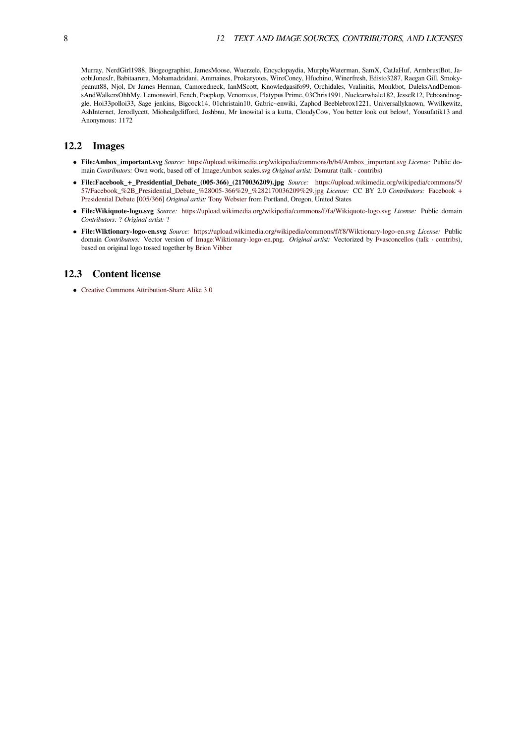Murray, NerdGirl1988, Biogeographist, JamesMoose, Wuerzele, Encyclopaydia, MurphyWaterman, SamX, CatJaHuf, ArmbrustBot, JacobiJonesJr, Babitaarora, Mohamadzidani, Ammaines, Prokaryotes, WireConey, Hfuchino, Winerfresh, Edisto3287, Raegan Gill, Smokypeanut88, Njol, Dr James Herman, Camoredneck, IanMScott, Knowledgasifo99, Orchidales, Vralinitis, Monkbot, DaleksAndDemonsAndWalkersOhhMy, Lemonswirl, Fench, Poepkop, Venomxus, Platypus Prime, 03Chris1991, Nuclearwhale182, JesseR12, Peboandnoggle, Hoi33polloi33, Sage jenkins, Bigcock14, 01christain10, Gabric~enwiki, Zaphod Beeblebrox1221, Universallyknown, Wwilkewitz, AshInternet, Jerodlycett, Miohealgclifford, Joshbnu, Mr knowital is a kutta, CloudyCow, You better look out below!, Yousufatik13 and Anonymous: 1172

## 12.2 Images

- **File:Ambox_important.svg** *Source:* https://upload.wikimedia.org/wikipedia/commons/b/b4/Ambox_important.svg *License:* Public domain *Contributors:* Own work, based off of Image:Ambox scales.svg *Original artist:* Dsmurat (talk · contribs)
- **File:Facebook_+_Presidential_Debate_(005-366)_(2170036209).jpg** *Source:* https://upload.wikimedia.org/wikipedia/commons/5/57/Facebook_%2B_Presidential_Debate_%28005-366%29_%282170036209%29.jpg *License:* CC BY 2.0 *Contributors:* Facebook + Presidential Debate [005/366] *Original artist:* Tony Webster from Portland, Oregon, United States
- **File:Wikiquote-logo.svg** *Source:* https://upload.wikimedia.org/wikipedia/commons/f/fa/Wikiquote-logo.svg *License:* Public domain *Contributors:* ? *Original artist:* ?
- **File:Wiktionary-logo-en.svg** *Source:* https://upload.wikimedia.org/wikipedia/commons/f/f8/Wiktionary-logo-en.svg *License:* Public domain *Contributors:* Vector version of Image:Wiktionary-logo-en.png. *Original artist:* Vectorized by Fvasconcellos (talk · contribs), based on original logo tossed together by Brion Vibber

## 12.3 Content license

- Creative Commons Attribution-Share Alike 3.0